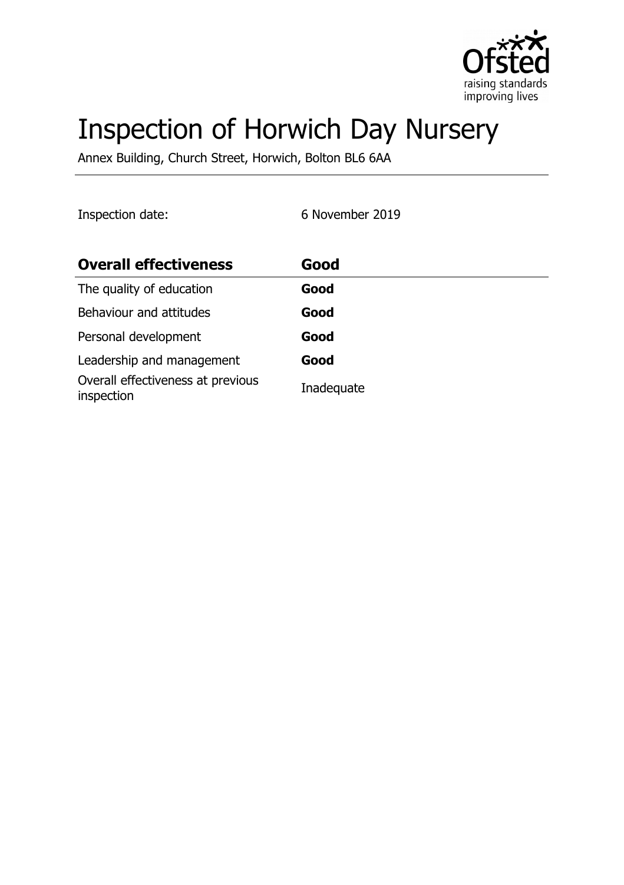# Inspection of Horwich Day Nursery

Annex Building, Church Street, Horwich, Bolton BL6 6AA

Inspection date: 6 November 2019

| **Overall effectiveness** | **Good** |
|---|---|
| The quality of education | **Good** |
| Behaviour and attitudes | **Good** |
| Personal development | **Good** |
| Leadership and management | **Good** |
| Overall effectiveness at previous inspection | Inadequate |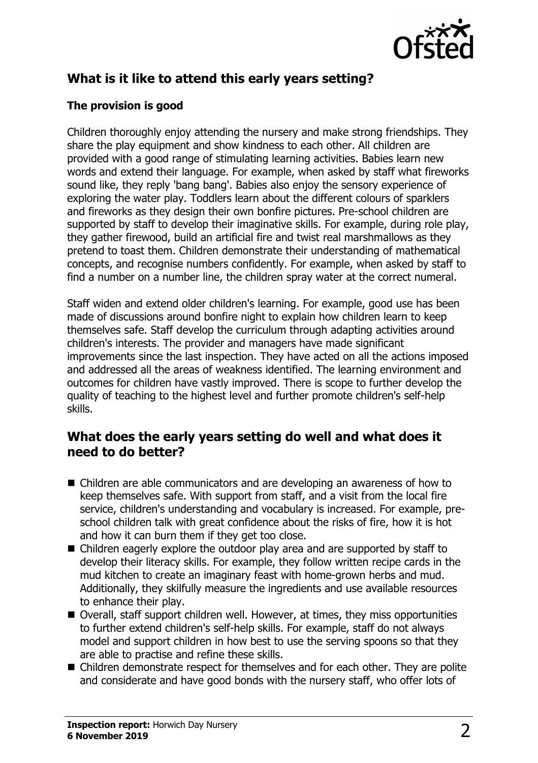## What is it like to attend this early years setting?

### The provision is good

Children thoroughly enjoy attending the nursery and make strong friendships. They share the play equipment and show kindness to each other. All children are provided with a good range of stimulating learning activities. Babies learn new words and extend their language. For example, when asked by staff what fireworks sound like, they reply 'bang bang'. Babies also enjoy the sensory experience of exploring the water play. Toddlers learn about the different colours of sparklers and fireworks as they design their own bonfire pictures. Pre-school children are supported by staff to develop their imaginative skills. For example, during role play, they gather firewood, build an artificial fire and twist real marshmallows as they pretend to toast them. Children demonstrate their understanding of mathematical concepts, and recognise numbers confidently. For example, when asked by staff to find a number on a number line, the children spray water at the correct numeral.

Staff widen and extend older children's learning. For example, good use has been made of discussions around bonfire night to explain how children learn to keep themselves safe. Staff develop the curriculum through adapting activities around children's interests. The provider and managers have made significant improvements since the last inspection. They have acted on all the actions imposed and addressed all the areas of weakness identified. The learning environment and outcomes for children have vastly improved. There is scope to further develop the quality of teaching to the highest level and further promote children's self-help skills.

## What does the early years setting do well and what does it need to do better?

- Children are able communicators and are developing an awareness of how to keep themselves safe. With support from staff, and a visit from the local fire service, children's understanding and vocabulary is increased. For example, pre-school children talk with great confidence about the risks of fire, how it is hot and how it can burn them if they get too close.
- Children eagerly explore the outdoor play area and are supported by staff to develop their literacy skills. For example, they follow written recipe cards in the mud kitchen to create an imaginary feast with home-grown herbs and mud. Additionally, they skilfully measure the ingredients and use available resources to enhance their play.
- Overall, staff support children well. However, at times, they miss opportunities to further extend children's self-help skills. For example, staff do not always model and support children in how best to use the serving spoons so that they are able to practise and refine these skills.
- Children demonstrate respect for themselves and for each other. They are polite and considerate and have good bonds with the nursery staff, who offer lots of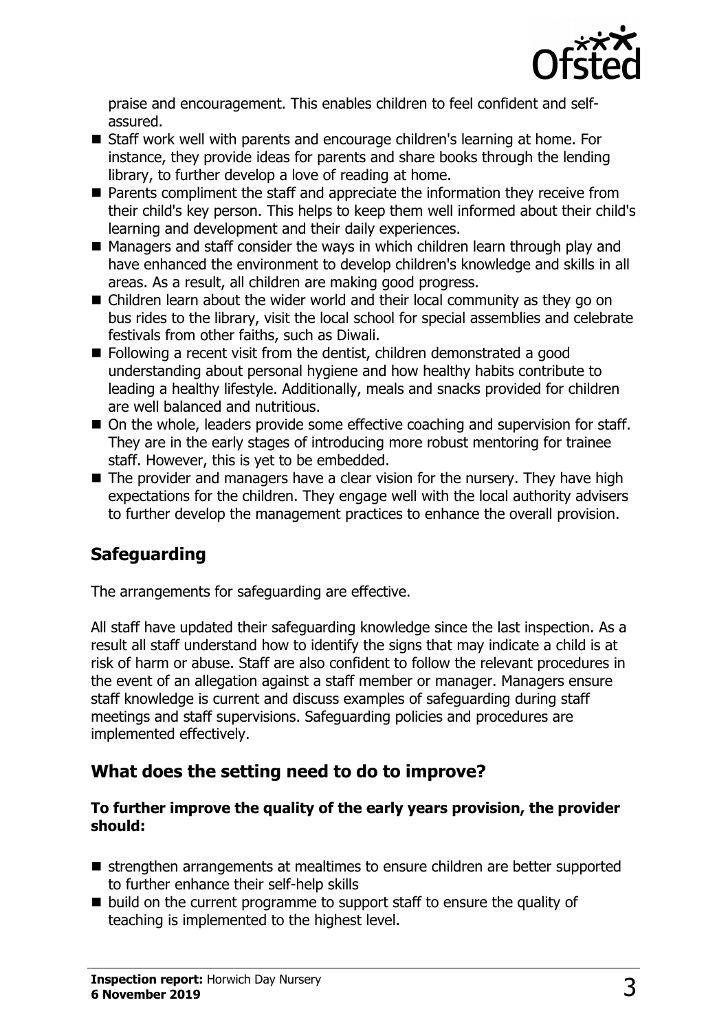praise and encouragement. This enables children to feel confident and self-assured.

- Staff work well with parents and encourage children's learning at home. For instance, they provide ideas for parents and share books through the lending library, to further develop a love of reading at home.
- Parents compliment the staff and appreciate the information they receive from their child's key person. This helps to keep them well informed about their child's learning and development and their daily experiences.
- Managers and staff consider the ways in which children learn through play and have enhanced the environment to develop children's knowledge and skills in all areas. As a result, all children are making good progress.
- Children learn about the wider world and their local community as they go on bus rides to the library, visit the local school for special assemblies and celebrate festivals from other faiths, such as Diwali.
- Following a recent visit from the dentist, children demonstrated a good understanding about personal hygiene and how healthy habits contribute to leading a healthy lifestyle. Additionally, meals and snacks provided for children are well balanced and nutritious.
- On the whole, leaders provide some effective coaching and supervision for staff. They are in the early stages of introducing more robust mentoring for trainee staff. However, this is yet to be embedded.
- The provider and managers have a clear vision for the nursery. They have high expectations for the children. They engage well with the local authority advisers to further develop the management practices to enhance the overall provision.

## Safeguarding

The arrangements for safeguarding are effective.

All staff have updated their safeguarding knowledge since the last inspection. As a result all staff understand how to identify the signs that may indicate a child is at risk of harm or abuse. Staff are also confident to follow the relevant procedures in the event of an allegation against a staff member or manager. Managers ensure staff knowledge is current and discuss examples of safeguarding during staff meetings and staff supervisions. Safeguarding policies and procedures are implemented effectively.

## What does the setting need to do to improve?

**To further improve the quality of the early years provision, the provider should:**

- strengthen arrangements at mealtimes to ensure children are better supported to further enhance their self-help skills
- build on the current programme to support staff to ensure the quality of teaching is implemented to the highest level.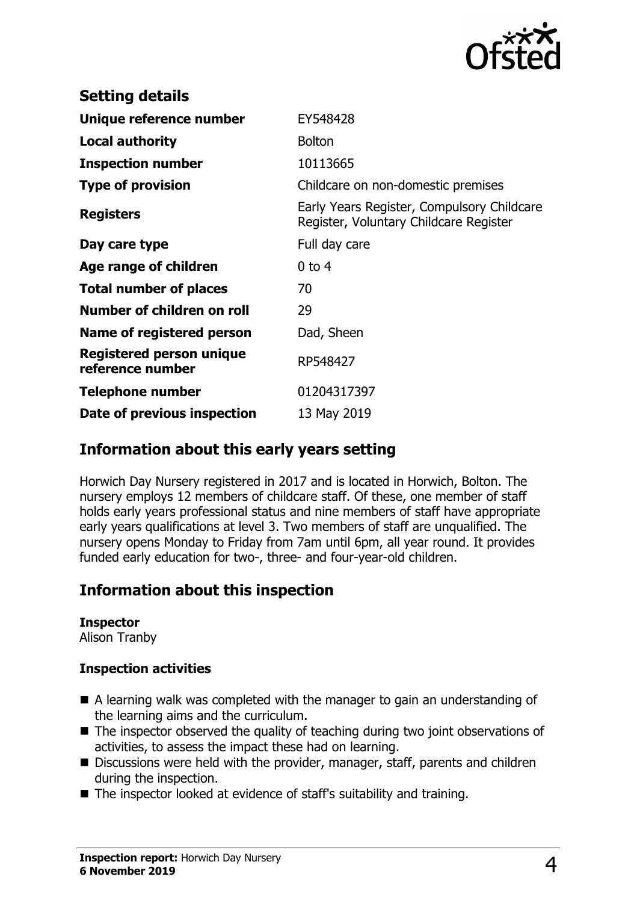## Setting details

| | |
|---|---|
| **Unique reference number** | EY548428 |
| **Local authority** | Bolton |
| **Inspection number** | 10113665 |
| **Type of provision** | Childcare on non-domestic premises |
| **Registers** | Early Years Register, Compulsory Childcare Register, Voluntary Childcare Register |
| **Day care type** | Full day care |
| **Age range of children** | 0 to 4 |
| **Total number of places** | 70 |
| **Number of children on roll** | 29 |
| **Name of registered person** | Dad, Sheen |
| **Registered person unique reference number** | RP548427 |
| **Telephone number** | 01204317397 |
| **Date of previous inspection** | 13 May 2019 |

## Information about this early years setting

Horwich Day Nursery registered in 2017 and is located in Horwich, Bolton. The nursery employs 12 members of childcare staff. Of these, one member of staff holds early years professional status and nine members of staff have appropriate early years qualifications at level 3. Two members of staff are unqualified. The nursery opens Monday to Friday from 7am until 6pm, all year round. It provides funded early education for two-, three- and four-year-old children.

## Information about this inspection

**Inspector**
Alison Tranby

**Inspection activities**

- A learning walk was completed with the manager to gain an understanding of the learning aims and the curriculum.
- The inspector observed the quality of teaching during two joint observations of activities, to assess the impact these had on learning.
- Discussions were held with the provider, manager, staff, parents and children during the inspection.
- The inspector looked at evidence of staff's suitability and training.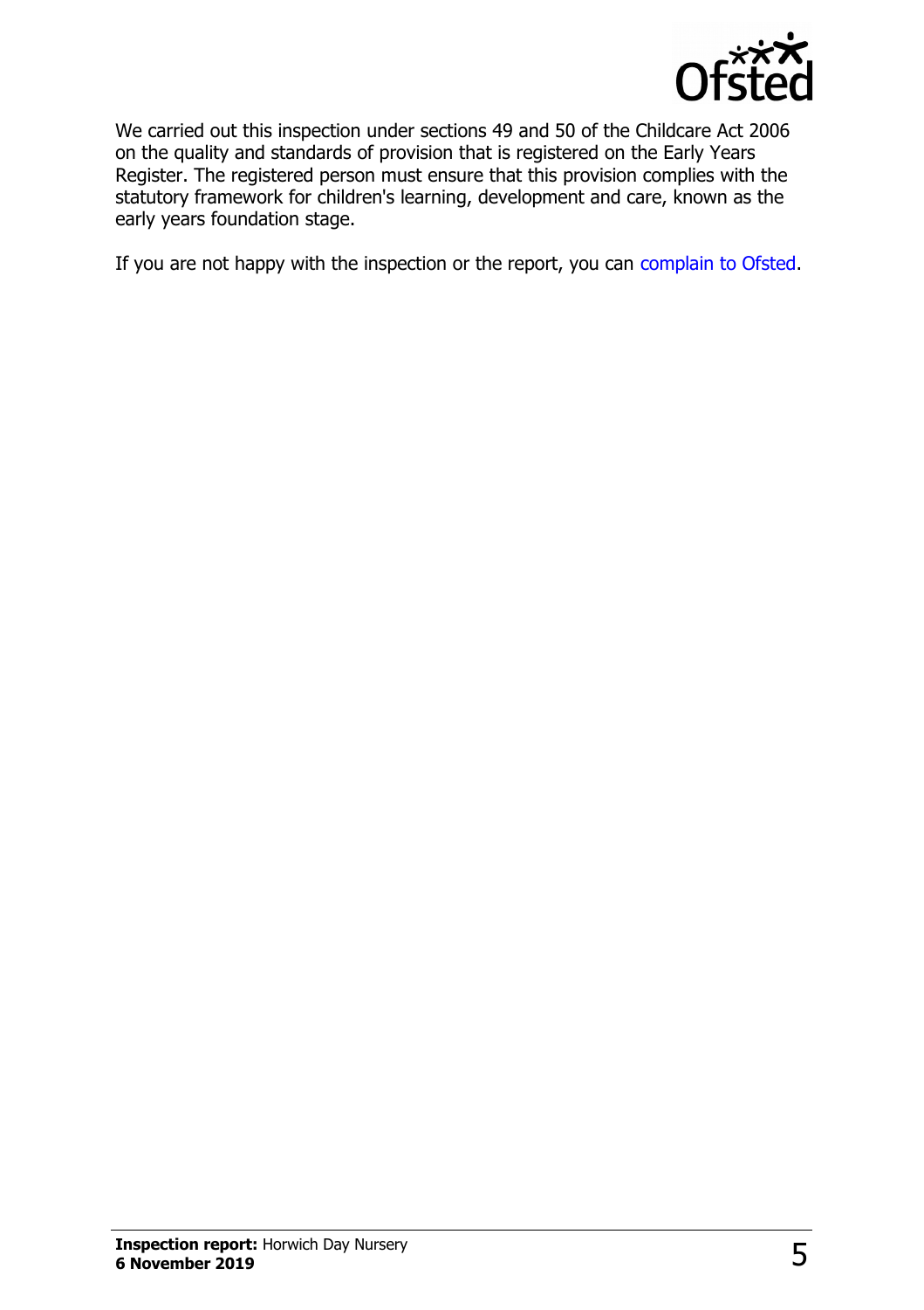We carried out this inspection under sections 49 and 50 of the Childcare Act 2006 on the quality and standards of provision that is registered on the Early Years Register. The registered person must ensure that this provision complies with the statutory framework for children's learning, development and care, known as the early years foundation stage.

If you are not happy with the inspection or the report, you can complain to Ofsted.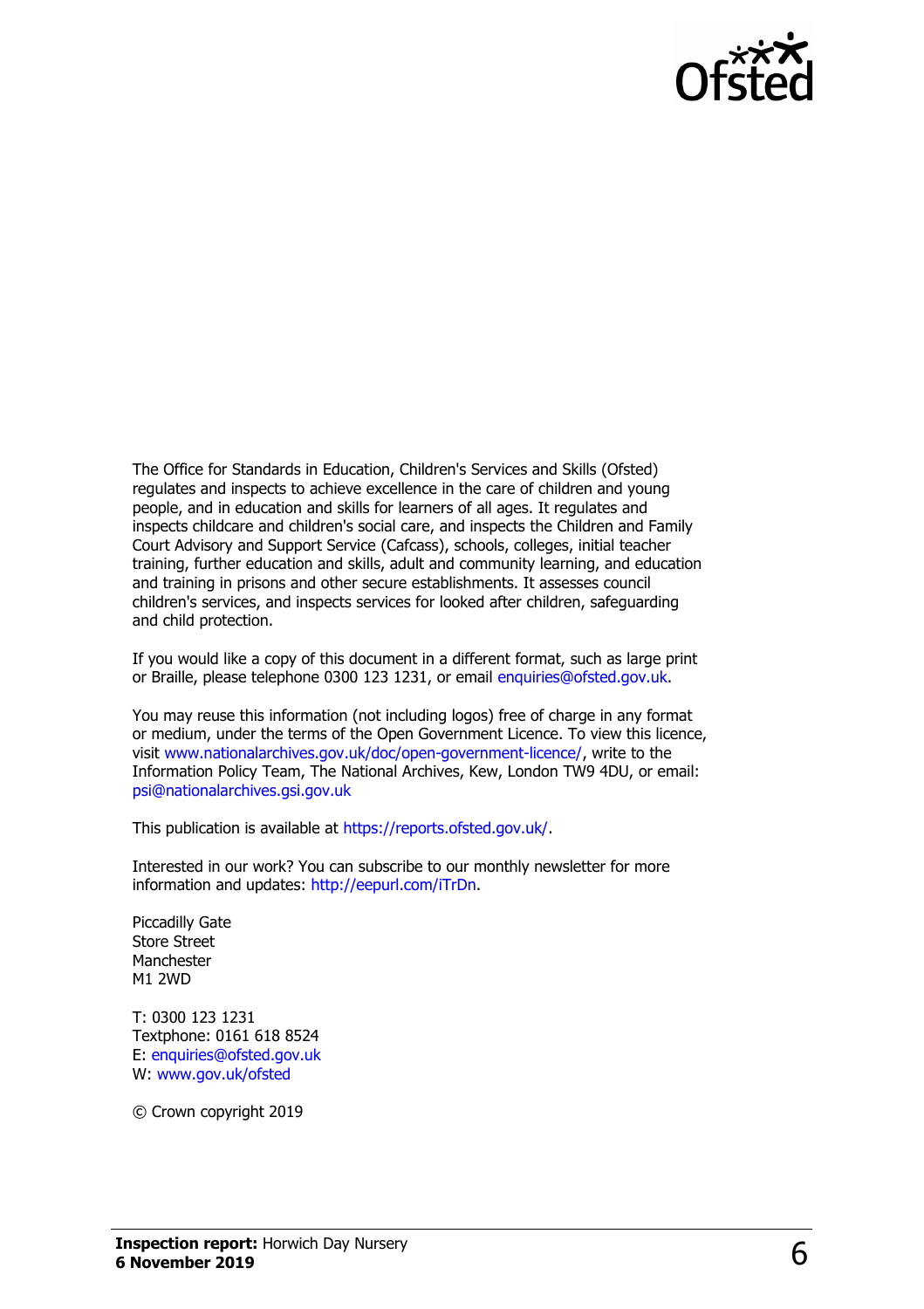The Office for Standards in Education, Children's Services and Skills (Ofsted) regulates and inspects to achieve excellence in the care of children and young people, and in education and skills for learners of all ages. It regulates and inspects childcare and children's social care, and inspects the Children and Family Court Advisory and Support Service (Cafcass), schools, colleges, initial teacher training, further education and skills, adult and community learning, and education and training in prisons and other secure establishments. It assesses council children's services, and inspects services for looked after children, safeguarding and child protection.

If you would like a copy of this document in a different format, such as large print or Braille, please telephone 0300 123 1231, or email enquiries@ofsted.gov.uk.

You may reuse this information (not including logos) free of charge in any format or medium, under the terms of the Open Government Licence. To view this licence, visit www.nationalarchives.gov.uk/doc/open-government-licence/, write to the Information Policy Team, The National Archives, Kew, London TW9 4DU, or email: psi@nationalarchives.gsi.gov.uk

This publication is available at https://reports.ofsted.gov.uk/.

Interested in our work? You can subscribe to our monthly newsletter for more information and updates: http://eepurl.com/iTrDn.

Piccadilly Gate
Store Street
Manchester
M1 2WD

T: 0300 123 1231
Textphone: 0161 618 8524
E: enquiries@ofsted.gov.uk
W: www.gov.uk/ofsted

© Crown copyright 2019